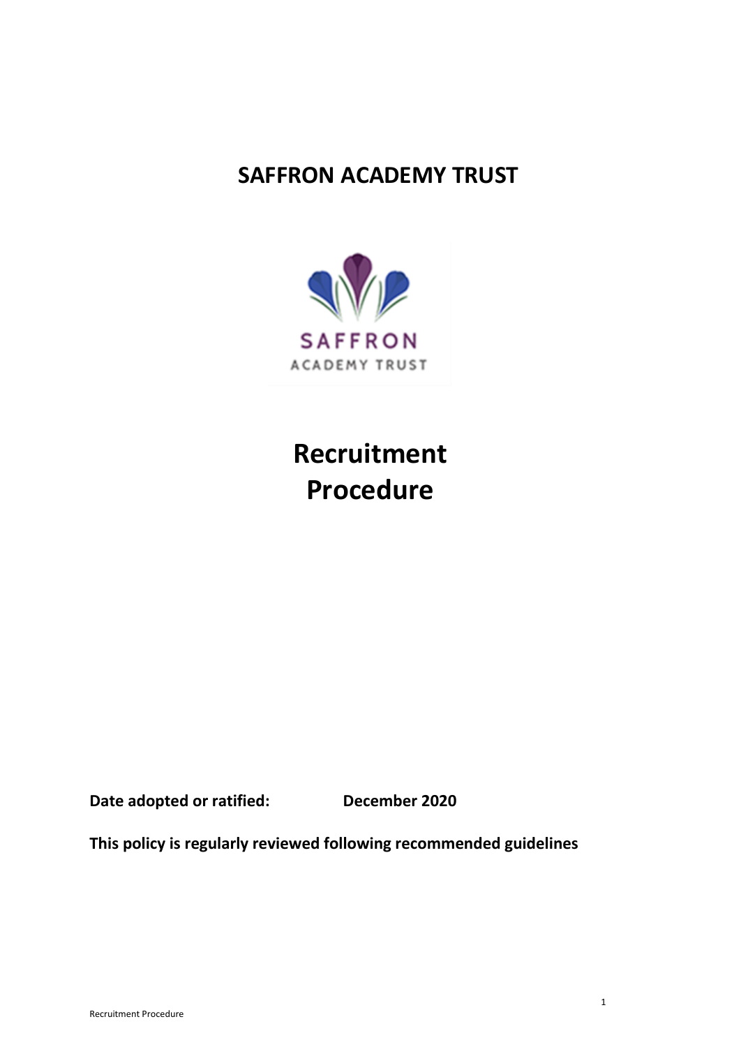# SAFFRON ACADEMY TRUST

# Recruitment Procedure

**Date adopted or ratified:** **December 2020**

**This policy is regularly reviewed following recommended guidelines**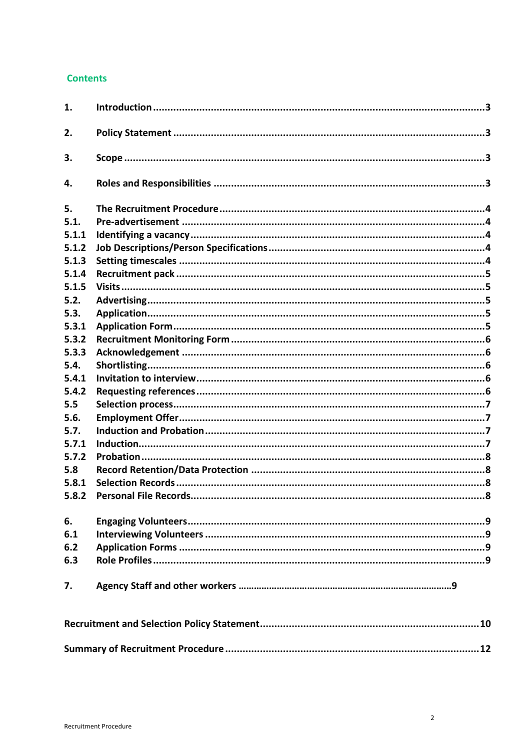## Contents

| | | |
|---|---|---|
| **1.** | **Introduction** | **3** |
| **2.** | **Policy Statement** | **3** |
| **3.** | **Scope** | **3** |
| **4.** | **Roles and Responsibilities** | **3** |
| **5.** | **The Recruitment Procedure** | **4** |
| **5.1.** | **Pre-advertisement** | **4** |
| **5.1.1** | **Identifying a vacancy** | **4** |
| **5.1.2** | **Job Descriptions/Person Specifications** | **4** |
| **5.1.3** | **Setting timescales** | **4** |
| **5.1.4** | **Recruitment pack** | **5** |
| **5.1.5** | **Visits** | **5** |
| **5.2.** | **Advertising** | **5** |
| **5.3.** | **Application** | **5** |
| **5.3.1** | **Application Form** | **5** |
| **5.3.2** | **Recruitment Monitoring Form** | **6** |
| **5.3.3** | **Acknowledgement** | **6** |
| **5.4.** | **Shortlisting** | **6** |
| **5.4.1** | **Invitation to interview** | **6** |
| **5.4.2** | **Requesting references** | **6** |
| **5.5** | **Selection process** | **7** |
| **5.6.** | **Employment Offer** | **7** |
| **5.7.** | **Induction and Probation** | **7** |
| **5.7.1** | **Induction** | **7** |
| **5.7.2** | **Probation** | **8** |
| **5.8** | **Record Retention/Data Protection** | **8** |
| **5.8.1** | **Selection Records** | **8** |
| **5.8.2** | **Personal File Records** | **8** |
| **6.** | **Engaging Volunteers** | **9** |
| **6.1** | **Interviewing Volunteers** | **9** |
| **6.2** | **Application Forms** | **9** |
| **6.3** | **Role Profiles** | **9** |
| **7.** | **Agency Staff and other workers** | **9** |
| | **Recruitment and Selection Policy Statement** | **10** |
| | **Summary of Recruitment Procedure** | **12** |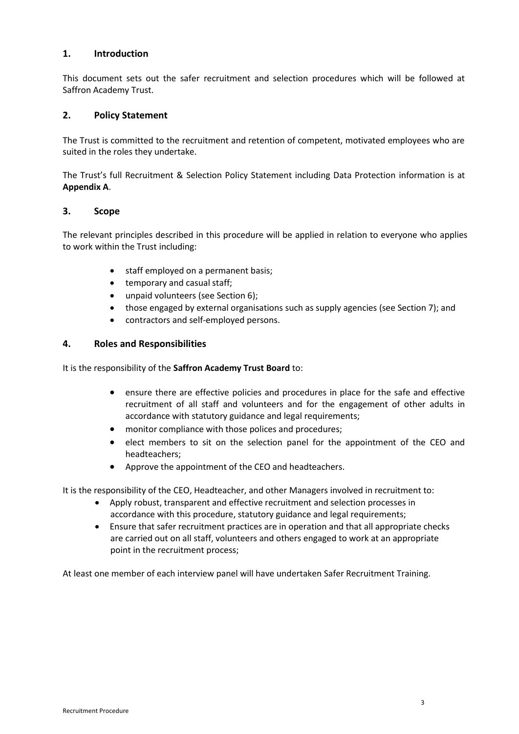## 1. Introduction

This document sets out the safer recruitment and selection procedures which will be followed at Saffron Academy Trust.

## 2. Policy Statement

The Trust is committed to the recruitment and retention of competent, motivated employees who are suited in the roles they undertake.

The Trust's full Recruitment & Selection Policy Statement including Data Protection information is at **Appendix A**.

## 3. Scope

The relevant principles described in this procedure will be applied in relation to everyone who applies to work within the Trust including:

- staff employed on a permanent basis;
- temporary and casual staff;
- unpaid volunteers (see Section 6);
- those engaged by external organisations such as supply agencies (see Section 7); and
- contractors and self-employed persons.

## 4. Roles and Responsibilities

It is the responsibility of the **Saffron Academy Trust Board** to:

- ensure there are effective policies and procedures in place for the safe and effective recruitment of all staff and volunteers and for the engagement of other adults in accordance with statutory guidance and legal requirements;
- monitor compliance with those polices and procedures;
- elect members to sit on the selection panel for the appointment of the CEO and headteachers;
- Approve the appointment of the CEO and headteachers.

It is the responsibility of the CEO, Headteacher, and other Managers involved in recruitment to:

- Apply robust, transparent and effective recruitment and selection processes in accordance with this procedure, statutory guidance and legal requirements;
- Ensure that safer recruitment practices are in operation and that all appropriate checks are carried out on all staff, volunteers and others engaged to work at an appropriate point in the recruitment process;

At least one member of each interview panel will have undertaken Safer Recruitment Training.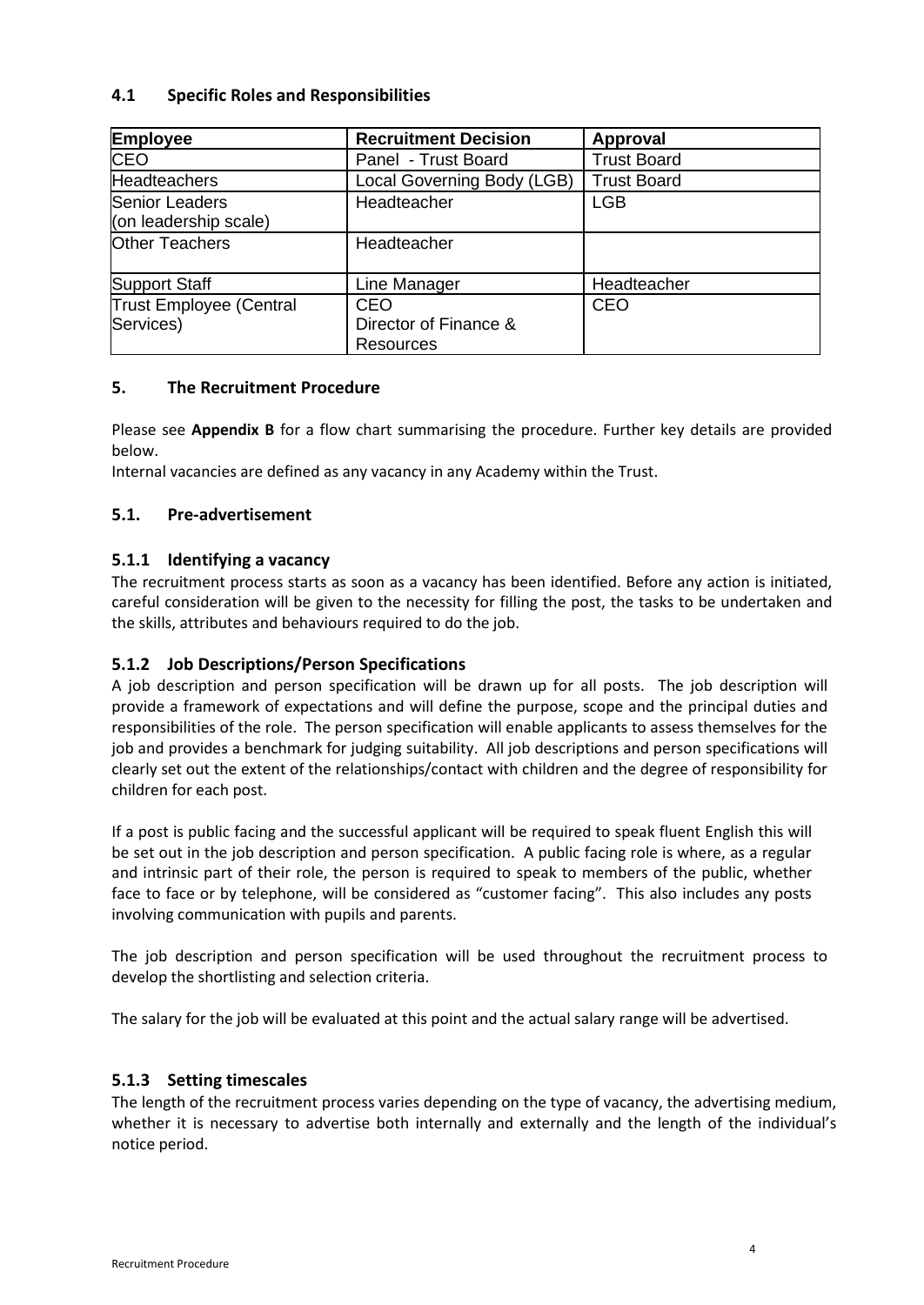### 4.1 Specific Roles and Responsibilities

| Employee | Recruitment Decision | Approval |
|---|---|---|
| CEO | Panel - Trust Board | Trust Board |
| Headteachers | Local Governing Body (LGB) | Trust Board |
| Senior Leaders (on leadership scale) | Headteacher | LGB |
| Other Teachers | Headteacher | |
| Support Staff | Line Manager | Headteacher |
| Trust Employee (Central Services) | CEO Director of Finance & Resources | CEO |

## 5. The Recruitment Procedure

Please see **Appendix B** for a flow chart summarising the procedure. Further key details are provided below.

Internal vacancies are defined as any vacancy in any Academy within the Trust.

### 5.1. Pre-advertisement

#### 5.1.1 Identifying a vacancy

The recruitment process starts as soon as a vacancy has been identified. Before any action is initiated, careful consideration will be given to the necessity for filling the post, the tasks to be undertaken and the skills, attributes and behaviours required to do the job.

#### 5.1.2 Job Descriptions/Person Specifications

A job description and person specification will be drawn up for all posts. The job description will provide a framework of expectations and will define the purpose, scope and the principal duties and responsibilities of the role. The person specification will enable applicants to assess themselves for the job and provides a benchmark for judging suitability. All job descriptions and person specifications will clearly set out the extent of the relationships/contact with children and the degree of responsibility for children for each post.

If a post is public facing and the successful applicant will be required to speak fluent English this will be set out in the job description and person specification. A public facing role is where, as a regular and intrinsic part of their role, the person is required to speak to members of the public, whether face to face or by telephone, will be considered as "customer facing". This also includes any posts involving communication with pupils and parents.

The job description and person specification will be used throughout the recruitment process to develop the shortlisting and selection criteria.

The salary for the job will be evaluated at this point and the actual salary range will be advertised.

#### 5.1.3 Setting timescales

The length of the recruitment process varies depending on the type of vacancy, the advertising medium, whether it is necessary to advertise both internally and externally and the length of the individual's notice period.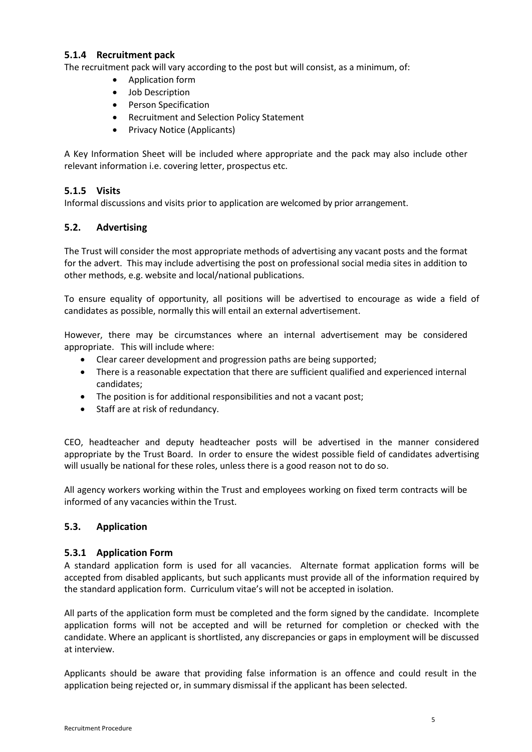### 5.1.4 Recruitment pack

The recruitment pack will vary according to the post but will consist, as a minimum, of:

- Application form
- Job Description
- Person Specification
- Recruitment and Selection Policy Statement
- Privacy Notice (Applicants)

A Key Information Sheet will be included where appropriate and the pack may also include other relevant information i.e. covering letter, prospectus etc.

### 5.1.5 Visits

Informal discussions and visits prior to application are welcomed by prior arrangement.

## 5.2. Advertising

The Trust will consider the most appropriate methods of advertising any vacant posts and the format for the advert. This may include advertising the post on professional social media sites in addition to other methods, e.g. website and local/national publications.

To ensure equality of opportunity, all positions will be advertised to encourage as wide a field of candidates as possible, normally this will entail an external advertisement.

However, there may be circumstances where an internal advertisement may be considered appropriate. This will include where:

- Clear career development and progression paths are being supported;
- There is a reasonable expectation that there are sufficient qualified and experienced internal candidates;
- The position is for additional responsibilities and not a vacant post;
- Staff are at risk of redundancy.

CEO, headteacher and deputy headteacher posts will be advertised in the manner considered appropriate by the Trust Board. In order to ensure the widest possible field of candidates advertising will usually be national for these roles, unless there is a good reason not to do so.

All agency workers working within the Trust and employees working on fixed term contracts will be informed of any vacancies within the Trust.

## 5.3. Application

### 5.3.1 Application Form

A standard application form is used for all vacancies. Alternate format application forms will be accepted from disabled applicants, but such applicants must provide all of the information required by the standard application form. Curriculum vitae's will not be accepted in isolation.

All parts of the application form must be completed and the form signed by the candidate. Incomplete application forms will not be accepted and will be returned for completion or checked with the candidate. Where an applicant is shortlisted, any discrepancies or gaps in employment will be discussed at interview.

Applicants should be aware that providing false information is an offence and could result in the application being rejected or, in summary dismissal if the applicant has been selected.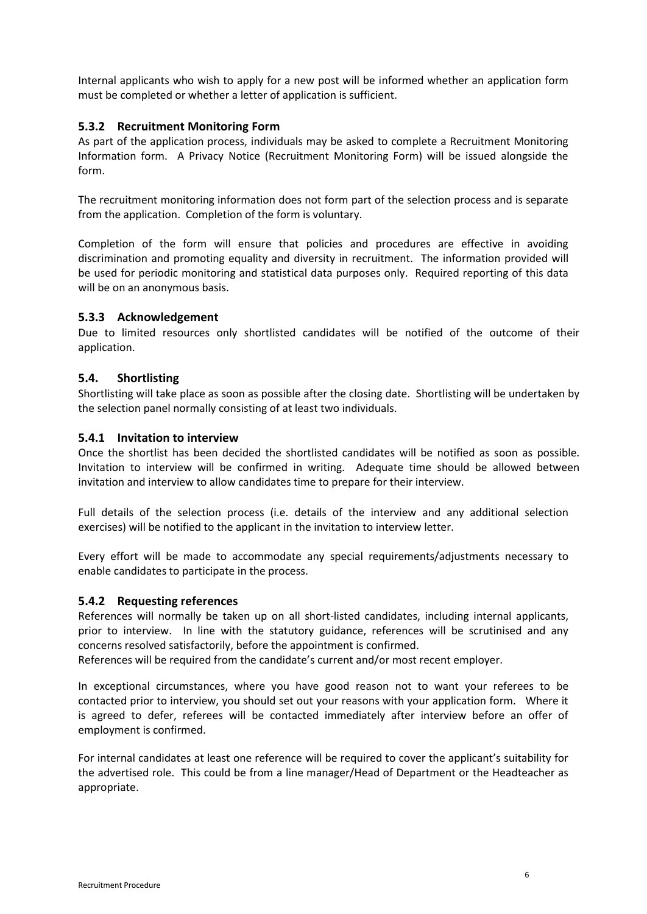Internal applicants who wish to apply for a new post will be informed whether an application form must be completed or whether a letter of application is sufficient.

### 5.3.2 Recruitment Monitoring Form

As part of the application process, individuals may be asked to complete a Recruitment Monitoring Information form. A Privacy Notice (Recruitment Monitoring Form) will be issued alongside the form.

The recruitment monitoring information does not form part of the selection process and is separate from the application. Completion of the form is voluntary.

Completion of the form will ensure that policies and procedures are effective in avoiding discrimination and promoting equality and diversity in recruitment. The information provided will be used for periodic monitoring and statistical data purposes only. Required reporting of this data will be on an anonymous basis.

### 5.3.3 Acknowledgement

Due to limited resources only shortlisted candidates will be notified of the outcome of their application.

## 5.4. Shortlisting

Shortlisting will take place as soon as possible after the closing date. Shortlisting will be undertaken by the selection panel normally consisting of at least two individuals.

### 5.4.1 Invitation to interview

Once the shortlist has been decided the shortlisted candidates will be notified as soon as possible. Invitation to interview will be confirmed in writing. Adequate time should be allowed between invitation and interview to allow candidates time to prepare for their interview.

Full details of the selection process (i.e. details of the interview and any additional selection exercises) will be notified to the applicant in the invitation to interview letter.

Every effort will be made to accommodate any special requirements/adjustments necessary to enable candidates to participate in the process.

### 5.4.2 Requesting references

References will normally be taken up on all short-listed candidates, including internal applicants, prior to interview. In line with the statutory guidance, references will be scrutinised and any concerns resolved satisfactorily, before the appointment is confirmed.
References will be required from the candidate's current and/or most recent employer.

In exceptional circumstances, where you have good reason not to want your referees to be contacted prior to interview, you should set out your reasons with your application form. Where it is agreed to defer, referees will be contacted immediately after interview before an offer of employment is confirmed.

For internal candidates at least one reference will be required to cover the applicant's suitability for the advertised role. This could be from a line manager/Head of Department or the Headteacher as appropriate.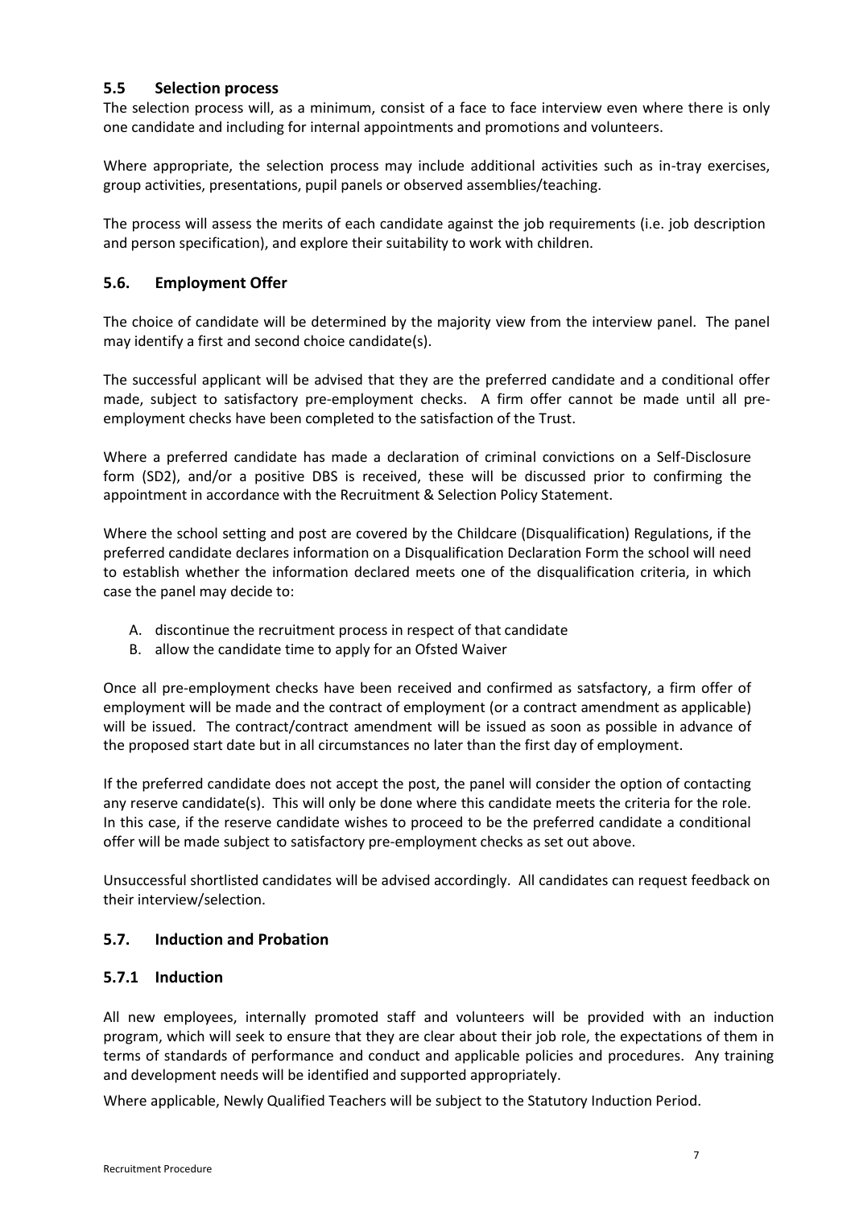## 5.5 Selection process

The selection process will, as a minimum, consist of a face to face interview even where there is only one candidate and including for internal appointments and promotions and volunteers.

Where appropriate, the selection process may include additional activities such as in-tray exercises, group activities, presentations, pupil panels or observed assemblies/teaching.

The process will assess the merits of each candidate against the job requirements (i.e. job description and person specification), and explore their suitability to work with children.

## 5.6. Employment Offer

The choice of candidate will be determined by the majority view from the interview panel. The panel may identify a first and second choice candidate(s).

The successful applicant will be advised that they are the preferred candidate and a conditional offer made, subject to satisfactory pre-employment checks. A firm offer cannot be made until all pre-employment checks have been completed to the satisfaction of the Trust.

Where a preferred candidate has made a declaration of criminal convictions on a Self-Disclosure form (SD2), and/or a positive DBS is received, these will be discussed prior to confirming the appointment in accordance with the Recruitment & Selection Policy Statement.

Where the school setting and post are covered by the Childcare (Disqualification) Regulations, if the preferred candidate declares information on a Disqualification Declaration Form the school will need to establish whether the information declared meets one of the disqualification criteria, in which case the panel may decide to:

A. discontinue the recruitment process in respect of that candidate
B. allow the candidate time to apply for an Ofsted Waiver

Once all pre-employment checks have been received and confirmed as satsfactory, a firm offer of employment will be made and the contract of employment (or a contract amendment as applicable) will be issued. The contract/contract amendment will be issued as soon as possible in advance of the proposed start date but in all circumstances no later than the first day of employment.

If the preferred candidate does not accept the post, the panel will consider the option of contacting any reserve candidate(s). This will only be done where this candidate meets the criteria for the role. In this case, if the reserve candidate wishes to proceed to be the preferred candidate a conditional offer will be made subject to satisfactory pre-employment checks as set out above.

Unsuccessful shortlisted candidates will be advised accordingly. All candidates can request feedback on their interview/selection.

## 5.7. Induction and Probation

### 5.7.1 Induction

All new employees, internally promoted staff and volunteers will be provided with an induction program, which will seek to ensure that they are clear about their job role, the expectations of them in terms of standards of performance and conduct and applicable policies and procedures. Any training and development needs will be identified and supported appropriately.

Where applicable, Newly Qualified Teachers will be subject to the Statutory Induction Period.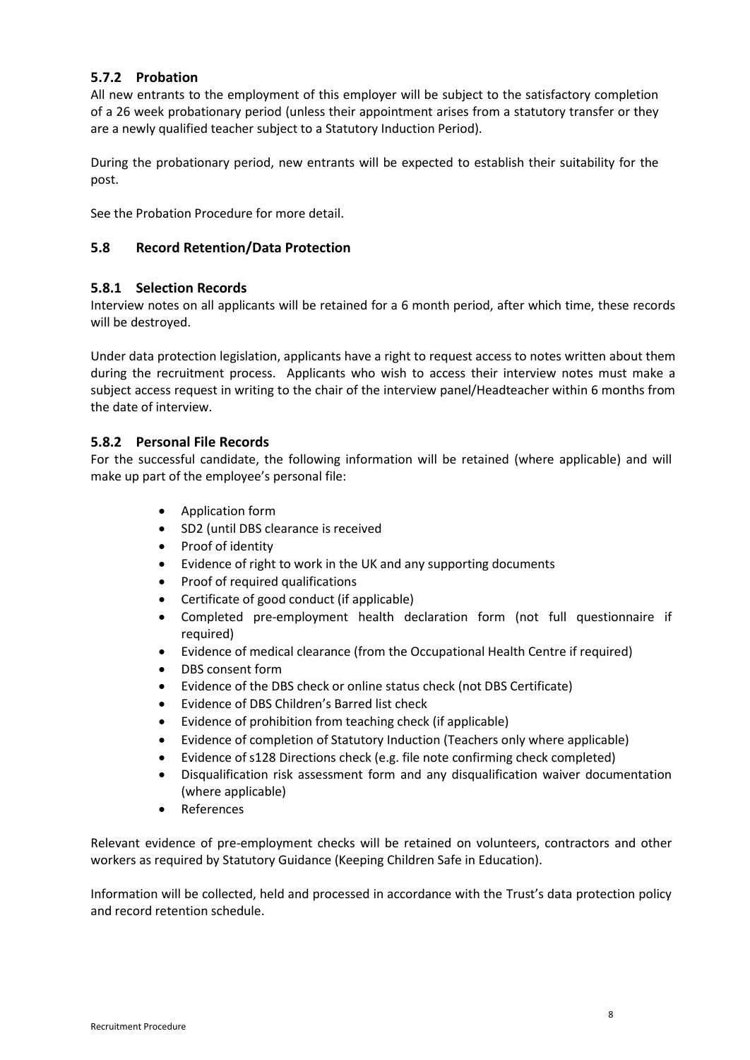### 5.7.2 Probation

All new entrants to the employment of this employer will be subject to the satisfactory completion of a 26 week probationary period (unless their appointment arises from a statutory transfer or they are a newly qualified teacher subject to a Statutory Induction Period).

During the probationary period, new entrants will be expected to establish their suitability for the post.

See the Probation Procedure for more detail.

## 5.8 Record Retention/Data Protection

### 5.8.1 Selection Records

Interview notes on all applicants will be retained for a 6 month period, after which time, these records will be destroyed.

Under data protection legislation, applicants have a right to request access to notes written about them during the recruitment process. Applicants who wish to access their interview notes must make a subject access request in writing to the chair of the interview panel/Headteacher within 6 months from the date of interview.

### 5.8.2 Personal File Records

For the successful candidate, the following information will be retained (where applicable) and will make up part of the employee's personal file:

- Application form
- SD2 (until DBS clearance is received
- Proof of identity
- Evidence of right to work in the UK and any supporting documents
- Proof of required qualifications
- Certificate of good conduct (if applicable)
- Completed pre-employment health declaration form (not full questionnaire if required)
- Evidence of medical clearance (from the Occupational Health Centre if required)
- DBS consent form
- Evidence of the DBS check or online status check (not DBS Certificate)
- Evidence of DBS Children's Barred list check
- Evidence of prohibition from teaching check (if applicable)
- Evidence of completion of Statutory Induction (Teachers only where applicable)
- Evidence of s128 Directions check (e.g. file note confirming check completed)
- Disqualification risk assessment form and any disqualification waiver documentation (where applicable)
- References

Relevant evidence of pre-employment checks will be retained on volunteers, contractors and other workers as required by Statutory Guidance (Keeping Children Safe in Education).

Information will be collected, held and processed in accordance with the Trust's data protection policy and record retention schedule.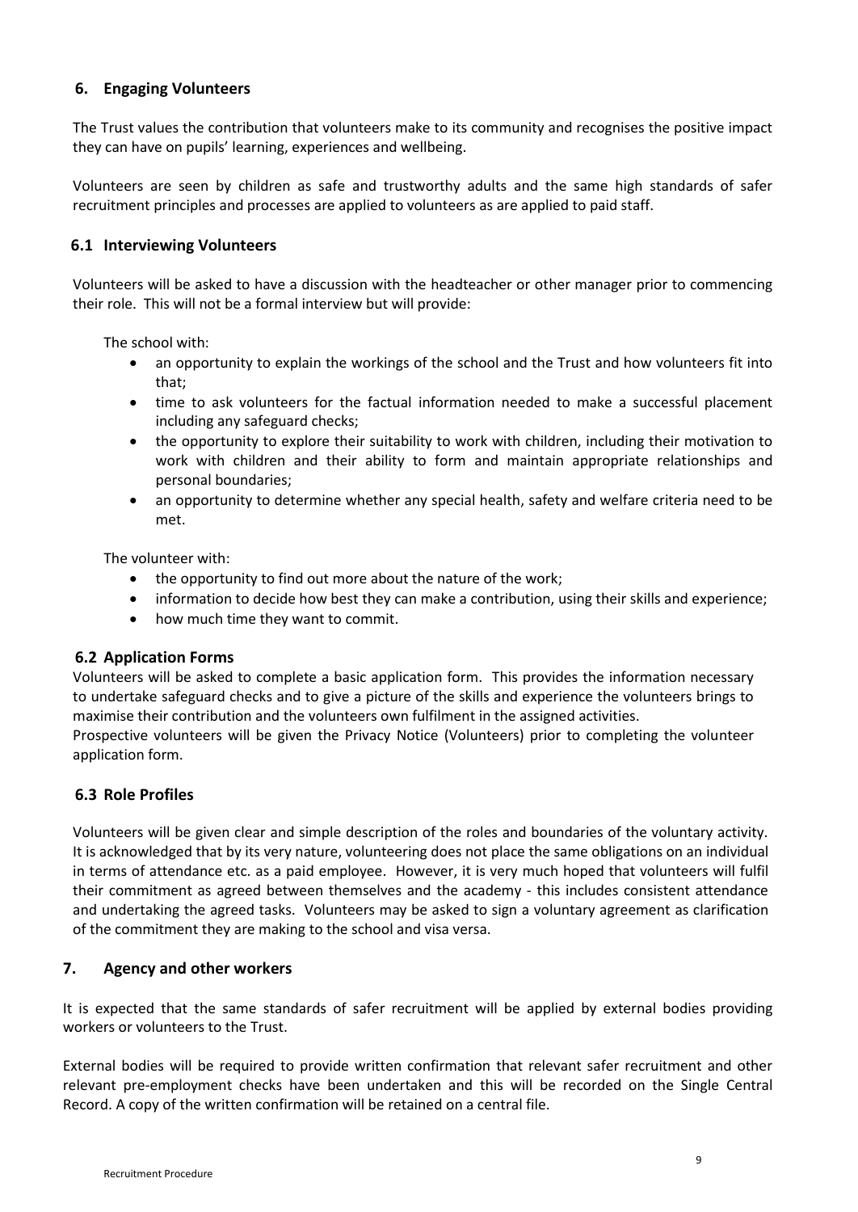## 6. Engaging Volunteers

The Trust values the contribution that volunteers make to its community and recognises the positive impact they can have on pupils' learning, experiences and wellbeing.

Volunteers are seen by children as safe and trustworthy adults and the same high standards of safer recruitment principles and processes are applied to volunteers as are applied to paid staff.

### 6.1 Interviewing Volunteers

Volunteers will be asked to have a discussion with the headteacher or other manager prior to commencing their role. This will not be a formal interview but will provide:

The school with:

- an opportunity to explain the workings of the school and the Trust and how volunteers fit into that;
- time to ask volunteers for the factual information needed to make a successful placement including any safeguard checks;
- the opportunity to explore their suitability to work with children, including their motivation to work with children and their ability to form and maintain appropriate relationships and personal boundaries;
- an opportunity to determine whether any special health, safety and welfare criteria need to be met.

The volunteer with:

- the opportunity to find out more about the nature of the work;
- information to decide how best they can make a contribution, using their skills and experience;
- how much time they want to commit.

### 6.2 Application Forms

Volunteers will be asked to complete a basic application form. This provides the information necessary to undertake safeguard checks and to give a picture of the skills and experience the volunteers brings to maximise their contribution and the volunteers own fulfilment in the assigned activities.
Prospective volunteers will be given the Privacy Notice (Volunteers) prior to completing the volunteer application form.

### 6.3 Role Profiles

Volunteers will be given clear and simple description of the roles and boundaries of the voluntary activity. It is acknowledged that by its very nature, volunteering does not place the same obligations on an individual in terms of attendance etc. as a paid employee. However, it is very much hoped that volunteers will fulfil their commitment as agreed between themselves and the academy - this includes consistent attendance and undertaking the agreed tasks. Volunteers may be asked to sign a voluntary agreement as clarification of the commitment they are making to the school and visa versa.

## 7. Agency and other workers

It is expected that the same standards of safer recruitment will be applied by external bodies providing workers or volunteers to the Trust.

External bodies will be required to provide written confirmation that relevant safer recruitment and other relevant pre-employment checks have been undertaken and this will be recorded on the Single Central Record. A copy of the written confirmation will be retained on a central file.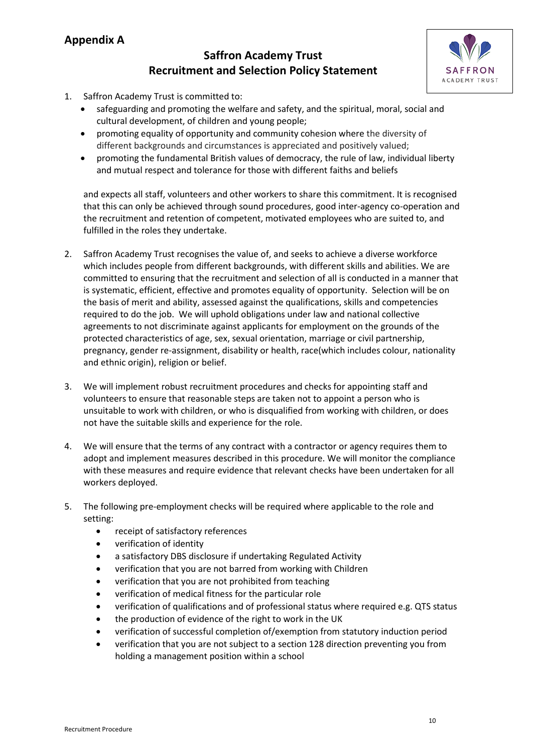## Appendix A

### Saffron Academy Trust
### Recruitment and Selection Policy Statement

1. Saffron Academy Trust is committed to:
   - safeguarding and promoting the welfare and safety, and the spiritual, moral, social and cultural development, of children and young people;
   - promoting equality of opportunity and community cohesion where the diversity of different backgrounds and circumstances is appreciated and positively valued;
   - promoting the fundamental British values of democracy, the rule of law, individual liberty and mutual respect and tolerance for those with different faiths and beliefs

   and expects all staff, volunteers and other workers to share this commitment. It is recognised that this can only be achieved through sound procedures, good inter-agency co-operation and the recruitment and retention of competent, motivated employees who are suited to, and fulfilled in the roles they undertake.

2. Saffron Academy Trust recognises the value of, and seeks to achieve a diverse workforce which includes people from different backgrounds, with different skills and abilities. We are committed to ensuring that the recruitment and selection of all is conducted in a manner that is systematic, efficient, effective and promotes equality of opportunity. Selection will be on the basis of merit and ability, assessed against the qualifications, skills and competencies required to do the job. We will uphold obligations under law and national collective agreements to not discriminate against applicants for employment on the grounds of the protected characteristics of age, sex, sexual orientation, marriage or civil partnership, pregnancy, gender re-assignment, disability or health, race(which includes colour, nationality and ethnic origin), religion or belief.

3. We will implement robust recruitment procedures and checks for appointing staff and volunteers to ensure that reasonable steps are taken not to appoint a person who is unsuitable to work with children, or who is disqualified from working with children, or does not have the suitable skills and experience for the role.

4. We will ensure that the terms of any contract with a contractor or agency requires them to adopt and implement measures described in this procedure. We will monitor the compliance with these measures and require evidence that relevant checks have been undertaken for all workers deployed.

5. The following pre-employment checks will be required where applicable to the role and setting:
   - receipt of satisfactory references
   - verification of identity
   - a satisfactory DBS disclosure if undertaking Regulated Activity
   - verification that you are not barred from working with Children
   - verification that you are not prohibited from teaching
   - verification of medical fitness for the particular role
   - verification of qualifications and of professional status where required e.g. QTS status
   - the production of evidence of the right to work in the UK
   - verification of successful completion of/exemption from statutory induction period
   - verification that you are not subject to a section 128 direction preventing you from holding a management position within a school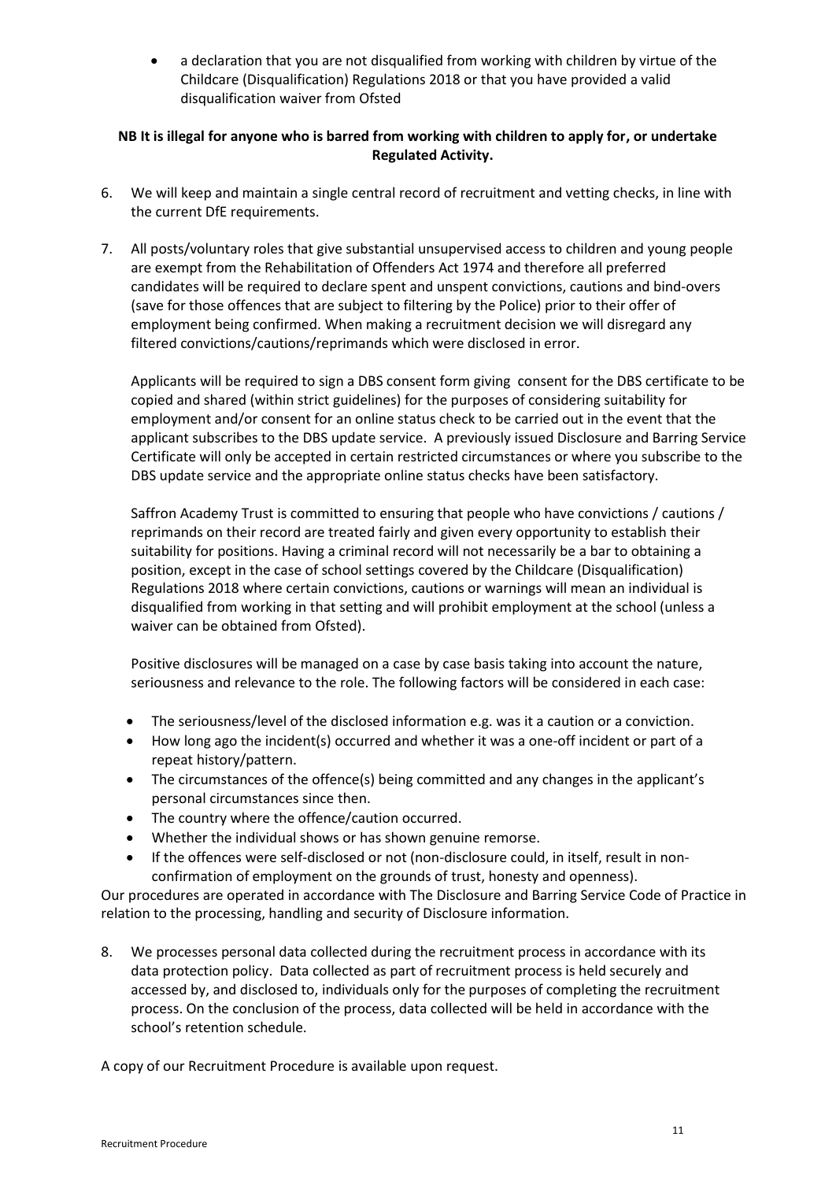- a declaration that you are not disqualified from working with children by virtue of the Childcare (Disqualification) Regulations 2018 or that you have provided a valid disqualification waiver from Ofsted

**NB It is illegal for anyone who is barred from working with children to apply for, or undertake Regulated Activity.**

6. We will keep and maintain a single central record of recruitment and vetting checks, in line with the current DfE requirements.

7. All posts/voluntary roles that give substantial unsupervised access to children and young people are exempt from the Rehabilitation of Offenders Act 1974 and therefore all preferred candidates will be required to declare spent and unspent convictions, cautions and bind-overs (save for those offences that are subject to filtering by the Police) prior to their offer of employment being confirmed. When making a recruitment decision we will disregard any filtered convictions/cautions/reprimands which were disclosed in error.

   Applicants will be required to sign a DBS consent form giving consent for the DBS certificate to be copied and shared (within strict guidelines) for the purposes of considering suitability for employment and/or consent for an online status check to be carried out in the event that the applicant subscribes to the DBS update service. A previously issued Disclosure and Barring Service Certificate will only be accepted in certain restricted circumstances or where you subscribe to the DBS update service and the appropriate online status checks have been satisfactory.

   Saffron Academy Trust is committed to ensuring that people who have convictions / cautions / reprimands on their record are treated fairly and given every opportunity to establish their suitability for positions. Having a criminal record will not necessarily be a bar to obtaining a position, except in the case of school settings covered by the Childcare (Disqualification) Regulations 2018 where certain convictions, cautions or warnings will mean an individual is disqualified from working in that setting and will prohibit employment at the school (unless a waiver can be obtained from Ofsted).

   Positive disclosures will be managed on a case by case basis taking into account the nature, seriousness and relevance to the role. The following factors will be considered in each case:

   - The seriousness/level of the disclosed information e.g. was it a caution or a conviction.
   - How long ago the incident(s) occurred and whether it was a one-off incident or part of a repeat history/pattern.
   - The circumstances of the offence(s) being committed and any changes in the applicant's personal circumstances since then.
   - The country where the offence/caution occurred.
   - Whether the individual shows or has shown genuine remorse.
   - If the offences were self-disclosed or not (non-disclosure could, in itself, result in non-confirmation of employment on the grounds of trust, honesty and openness).

Our procedures are operated in accordance with The Disclosure and Barring Service Code of Practice in relation to the processing, handling and security of Disclosure information.

8. We processes personal data collected during the recruitment process in accordance with its data protection policy. Data collected as part of recruitment process is held securely and accessed by, and disclosed to, individuals only for the purposes of completing the recruitment process. On the conclusion of the process, data collected will be held in accordance with the school's retention schedule.

A copy of our Recruitment Procedure is available upon request.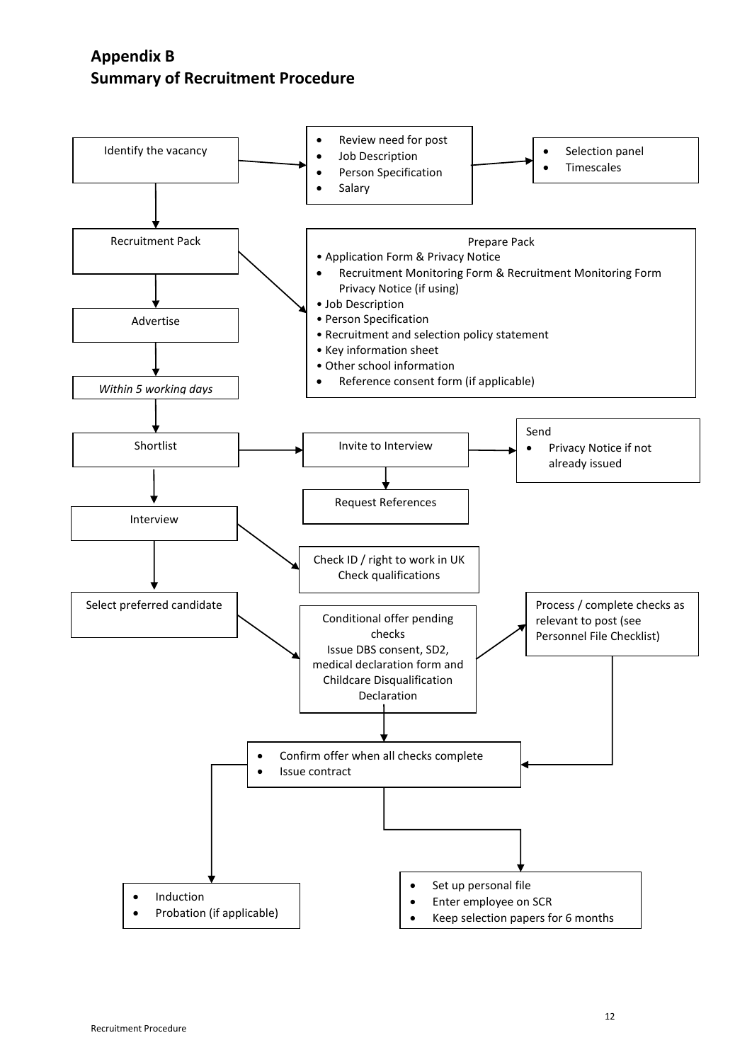# Appendix B
## Summary of Recruitment Procedure

Identify the vacancy

- Review need for post
- Job Description
- Person Specification
- Salary

- Selection panel
- Timescales

Recruitment Pack

Prepare Pack
- Application Form & Privacy Notice
- Recruitment Monitoring Form & Recruitment Monitoring Form Privacy Notice (if using)
- Job Description
- Person Specification
- Recruitment and selection policy statement
- Key information sheet
- Other school information
- Reference consent form (if applicable)

Advertise

*Within 5 working days*

Shortlist

Invite to Interview

Send
- Privacy Notice if not already issued

Request References

Interview

Check ID / right to work in UK
Check qualifications

Select preferred candidate

Conditional offer pending checks
Issue DBS consent, SD2, medical declaration form and Childcare Disqualification Declaration

Process / complete checks as relevant to post (see Personnel File Checklist)

- Confirm offer when all checks complete
- Issue contract

- Induction
- Probation (if applicable)

- Set up personal file
- Enter employee on SCR
- Keep selection papers for 6 months